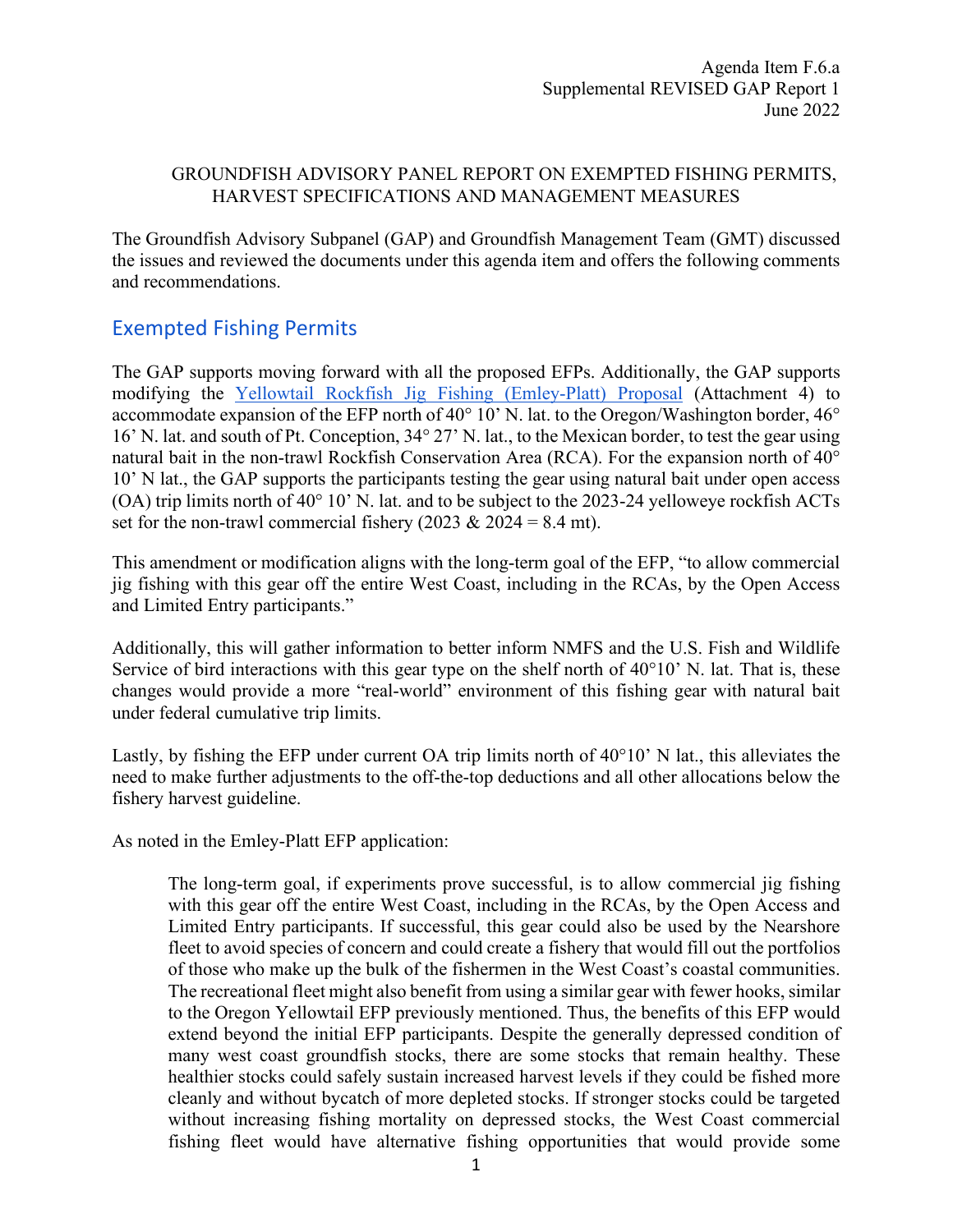Agenda Item F.6.a
Supplemental REVISED GAP Report 1
June 2022

GROUNDFISH ADVISORY PANEL REPORT ON EXEMPTED FISHING PERMITS, HARVEST SPECIFICATIONS AND MANAGEMENT MEASURES

The Groundfish Advisory Subpanel (GAP) and Groundfish Management Team (GMT) discussed the issues and reviewed the documents under this agenda item and offers the following comments and recommendations.

## Exempted Fishing Permits

The GAP supports moving forward with all the proposed EFPs. Additionally, the GAP supports modifying the Yellowtail Rockfish Jig Fishing (Emley-Platt) Proposal (Attachment 4) to accommodate expansion of the EFP north of 40° 10' N. lat. to the Oregon/Washington border, 46° 16' N. lat. and south of Pt. Conception, 34° 27' N. lat., to the Mexican border, to test the gear using natural bait in the non-trawl Rockfish Conservation Area (RCA). For the expansion north of 40° 10' N lat., the GAP supports the participants testing the gear using natural bait under open access (OA) trip limits north of 40° 10' N. lat. and to be subject to the 2023-24 yelloweye rockfish ACTs set for the non-trawl commercial fishery (2023 & 2024 = 8.4 mt).

This amendment or modification aligns with the long-term goal of the EFP, "to allow commercial jig fishing with this gear off the entire West Coast, including in the RCAs, by the Open Access and Limited Entry participants."

Additionally, this will gather information to better inform NMFS and the U.S. Fish and Wildlife Service of bird interactions with this gear type on the shelf north of 40°10' N. lat. That is, these changes would provide a more "real-world" environment of this fishing gear with natural bait under federal cumulative trip limits.

Lastly, by fishing the EFP under current OA trip limits north of 40°10' N lat., this alleviates the need to make further adjustments to the off-the-top deductions and all other allocations below the fishery harvest guideline.

As noted in the Emley-Platt EFP application:

> The long-term goal, if experiments prove successful, is to allow commercial jig fishing with this gear off the entire West Coast, including in the RCAs, by the Open Access and Limited Entry participants. If successful, this gear could also be used by the Nearshore fleet to avoid species of concern and could create a fishery that would fill out the portfolios of those who make up the bulk of the fishermen in the West Coast's coastal communities. The recreational fleet might also benefit from using a similar gear with fewer hooks, similar to the Oregon Yellowtail EFP previously mentioned. Thus, the benefits of this EFP would extend beyond the initial EFP participants. Despite the generally depressed condition of many west coast groundfish stocks, there are some stocks that remain healthy. These healthier stocks could safely sustain increased harvest levels if they could be fished more cleanly and without bycatch of more depleted stocks. If stronger stocks could be targeted without increasing fishing mortality on depressed stocks, the West Coast commercial fishing fleet would have alternative fishing opportunities that would provide some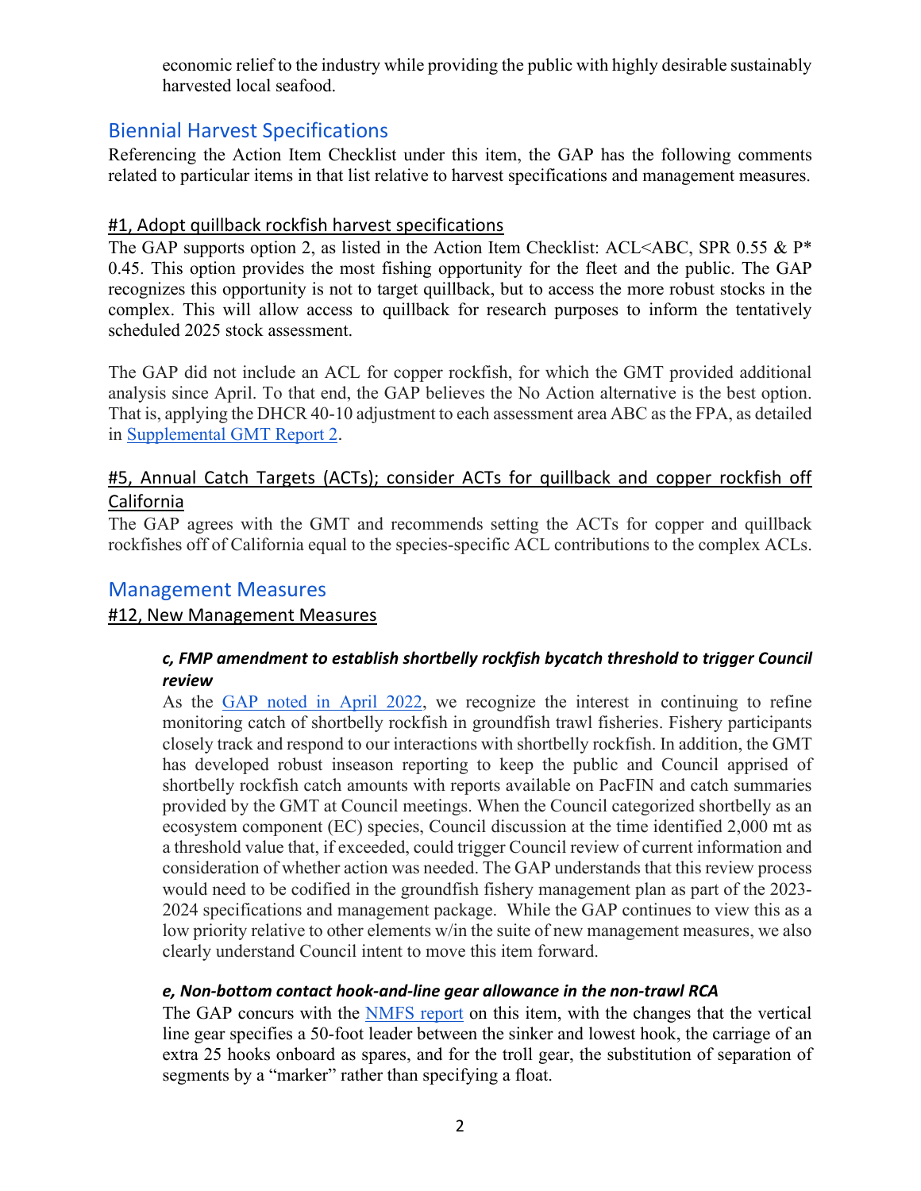economic relief to the industry while providing the public with highly desirable sustainably harvested local seafood.

## Biennial Harvest Specifications

Referencing the Action Item Checklist under this item, the GAP has the following comments related to particular items in that list relative to harvest specifications and management measures.

### #1, Adopt quillback rockfish harvest specifications

The GAP supports option 2, as listed in the Action Item Checklist: ACL<ABC, SPR 0.55 & P* 0.45. This option provides the most fishing opportunity for the fleet and the public. The GAP recognizes this opportunity is not to target quillback, but to access the more robust stocks in the complex. This will allow access to quillback for research purposes to inform the tentatively scheduled 2025 stock assessment.

The GAP did not include an ACL for copper rockfish, for which the GMT provided additional analysis since April. To that end, the GAP believes the No Action alternative is the best option. That is, applying the DHCR 40-10 adjustment to each assessment area ABC as the FPA, as detailed in Supplemental GMT Report 2.

### #5, Annual Catch Targets (ACTs); consider ACTs for quillback and copper rockfish off California

The GAP agrees with the GMT and recommends setting the ACTs for copper and quillback rockfishes off of California equal to the species-specific ACL contributions to the complex ACLs.

## Management Measures

### #12, New Management Measures

#### *c, FMP amendment to establish shortbelly rockfish bycatch threshold to trigger Council review*

As the GAP noted in April 2022, we recognize the interest in continuing to refine monitoring catch of shortbelly rockfish in groundfish trawl fisheries. Fishery participants closely track and respond to our interactions with shortbelly rockfish. In addition, the GMT has developed robust inseason reporting to keep the public and Council apprised of shortbelly rockfish catch amounts with reports available on PacFIN and catch summaries provided by the GMT at Council meetings. When the Council categorized shortbelly as an ecosystem component (EC) species, Council discussion at the time identified 2,000 mt as a threshold value that, if exceeded, could trigger Council review of current information and consideration of whether action was needed. The GAP understands that this review process would need to be codified in the groundfish fishery management plan as part of the 2023-2024 specifications and management package. While the GAP continues to view this as a low priority relative to other elements w/in the suite of new management measures, we also clearly understand Council intent to move this item forward.

#### *e, Non-bottom contact hook-and-line gear allowance in the non-trawl RCA*

The GAP concurs with the NMFS report on this item, with the changes that the vertical line gear specifies a 50-foot leader between the sinker and lowest hook, the carriage of an extra 25 hooks onboard as spares, and for the troll gear, the substitution of separation of segments by a "marker" rather than specifying a float.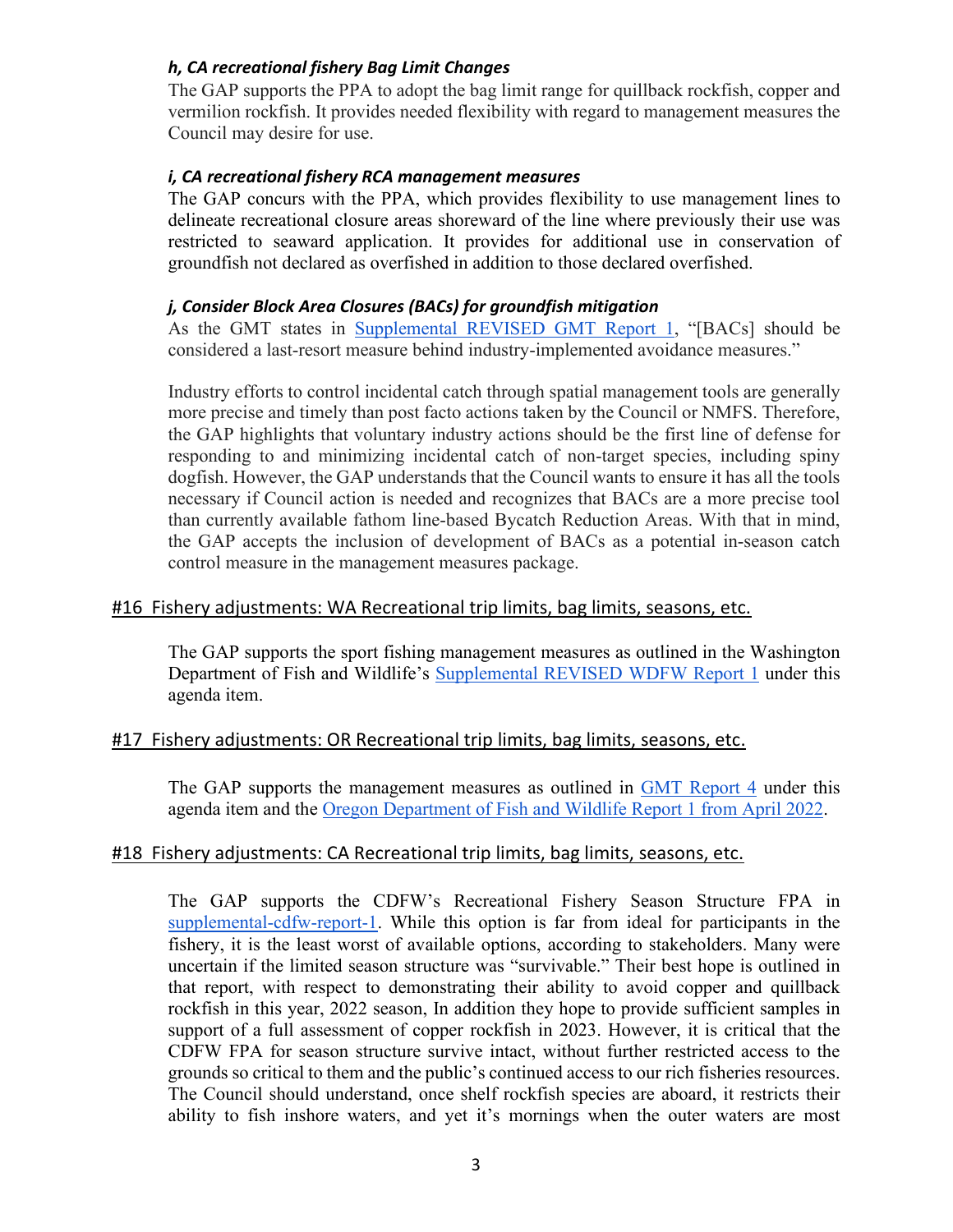#### *h, CA recreational fishery Bag Limit Changes*

The GAP supports the PPA to adopt the bag limit range for quillback rockfish, copper and vermilion rockfish. It provides needed flexibility with regard to management measures the Council may desire for use.

#### *i, CA recreational fishery RCA management measures*

The GAP concurs with the PPA, which provides flexibility to use management lines to delineate recreational closure areas shoreward of the line where previously their use was restricted to seaward application. It provides for additional use in conservation of groundfish not declared as overfished in addition to those declared overfished.

#### *j, Consider Block Area Closures (BACs) for groundfish mitigation*

As the GMT states in Supplemental REVISED GMT Report 1, "[BACs] should be considered a last-resort measure behind industry-implemented avoidance measures."

Industry efforts to control incidental catch through spatial management tools are generally more precise and timely than post facto actions taken by the Council or NMFS. Therefore, the GAP highlights that voluntary industry actions should be the first line of defense for responding to and minimizing incidental catch of non-target species, including spiny dogfish. However, the GAP understands that the Council wants to ensure it has all the tools necessary if Council action is needed and recognizes that BACs are a more precise tool than currently available fathom line-based Bycatch Reduction Areas. With that in mind, the GAP accepts the inclusion of development of BACs as a potential in-season catch control measure in the management measures package.

## #16 Fishery adjustments: WA Recreational trip limits, bag limits, seasons, etc.

The GAP supports the sport fishing management measures as outlined in the Washington Department of Fish and Wildlife's Supplemental REVISED WDFW Report 1 under this agenda item.

## #17 Fishery adjustments: OR Recreational trip limits, bag limits, seasons, etc.

The GAP supports the management measures as outlined in GMT Report 4 under this agenda item and the Oregon Department of Fish and Wildlife Report 1 from April 2022.

## #18 Fishery adjustments: CA Recreational trip limits, bag limits, seasons, etc.

The GAP supports the CDFW's Recreational Fishery Season Structure FPA in supplemental-cdfw-report-1. While this option is far from ideal for participants in the fishery, it is the least worst of available options, according to stakeholders. Many were uncertain if the limited season structure was "survivable." Their best hope is outlined in that report, with respect to demonstrating their ability to avoid copper and quillback rockfish in this year, 2022 season, In addition they hope to provide sufficient samples in support of a full assessment of copper rockfish in 2023. However, it is critical that the CDFW FPA for season structure survive intact, without further restricted access to the grounds so critical to them and the public's continued access to our rich fisheries resources. The Council should understand, once shelf rockfish species are aboard, it restricts their ability to fish inshore waters, and yet it's mornings when the outer waters are most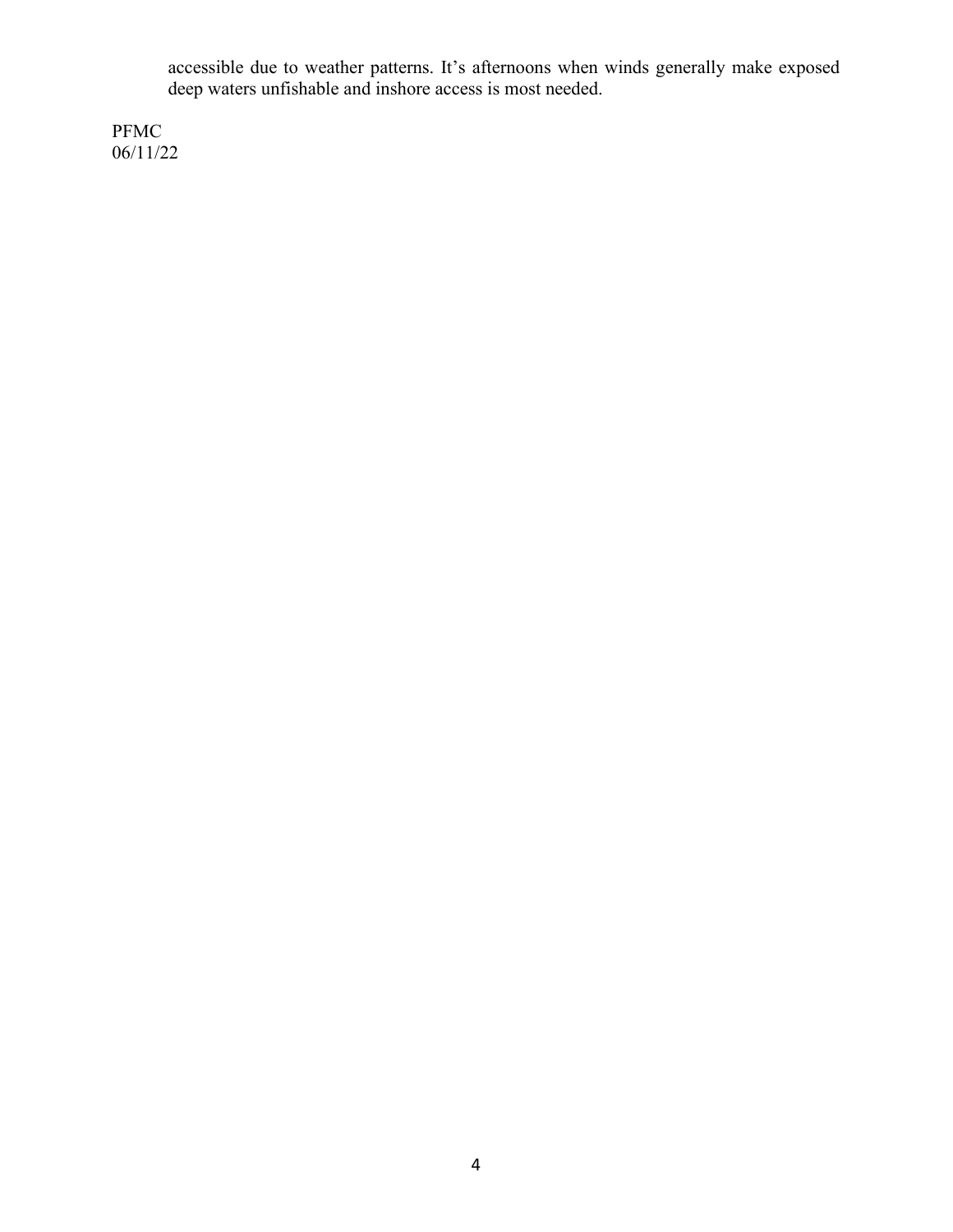accessible due to weather patterns. It's afternoons when winds generally make exposed deep waters unfishable and inshore access is most needed.

PFMC
06/11/22